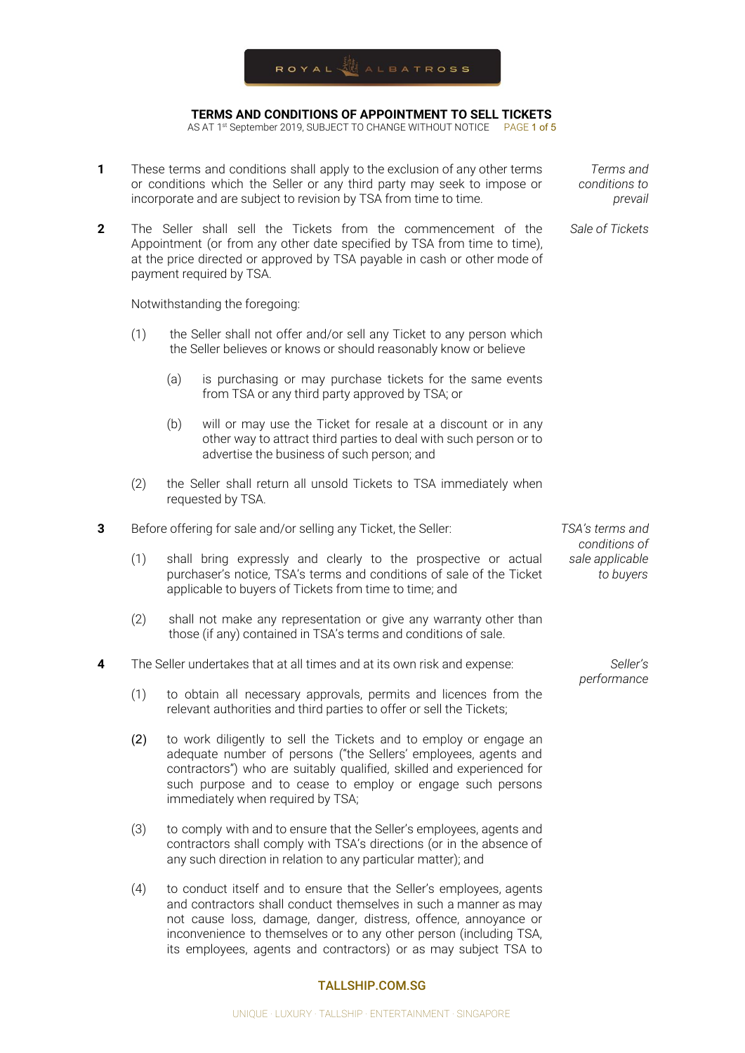# TERMS AND CONDITIONS OF APPOINTMENT TO SELL TICKETS

AS AT 1st September 2019, SUBJECT TO CHANGE WITHOUT NOTICE

**1** *Terms and conditions to prevail*

These terms and conditions shall apply to the exclusion of any other terms or conditions which the Seller or any third party may seek to impose or incorporate and are subject to revision by TSA from time to time.

**2** *Sale of Tickets*

The Seller shall sell the Tickets from the commencement of the Appointment (or from any other date specified by TSA from time to time), at the price directed or approved by TSA payable in cash or other mode of payment required by TSA.

Notwithstanding the foregoing:

(1) the Seller shall not offer and/or sell any Ticket to any person which the Seller believes or knows or should reasonably know or believe

(a) is purchasing or may purchase tickets for the same events from TSA or any third party approved by TSA; or

(b) will or may use the Ticket for resale at a discount or in any other way to attract third parties to deal with such person or to advertise the business of such person; and

(2) the Seller shall return all unsold Tickets to TSA immediately when requested by TSA.

**3** *TSA's terms and conditions of sale applicable to buyers*

Before offering for sale and/or selling any Ticket, the Seller:

(1) shall bring expressly and clearly to the prospective or actual purchaser's notice, TSA's terms and conditions of sale of the Ticket applicable to buyers of Tickets from time to time; and

(2) shall not make any representation or give any warranty other than those (if any) contained in TSA's terms and conditions of sale.

**4** *Seller's performance*

The Seller undertakes that at all times and at its own risk and expense:

(1) to obtain all necessary approvals, permits and licences from the relevant authorities and third parties to offer or sell the Tickets;

(2) to work diligently to sell the Tickets and to employ or engage an adequate number of persons ("the Sellers' employees, agents and contractors") who are suitably qualified, skilled and experienced for such purpose and to cease to employ or engage such persons immediately when required by TSA;

(3) to comply with and to ensure that the Seller's employees, agents and contractors shall comply with TSA's directions (or in the absence of any such direction in relation to any particular matter); and

(4) to conduct itself and to ensure that the Seller's employees, agents and contractors shall conduct themselves in such a manner as may not cause loss, damage, danger, distress, offence, annoyance or inconvenience to themselves or to any other person (including TSA, its employees, agents and contractors) or as may subject TSA to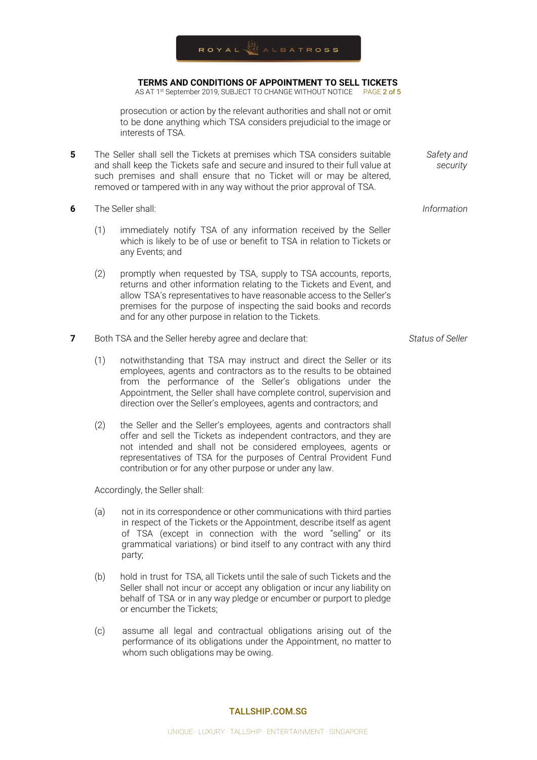prosecution or action by the relevant authorities and shall not or omit to be done anything which TSA considers prejudicial to the image or interests of TSA.

**5** The Seller shall sell the Tickets at premises which TSA considers suitable and shall keep the Tickets safe and secure and insured to their full value at such premises and shall ensure that no Ticket will or may be altered, removed or tampered with in any way without the prior approval of TSA. *Safety and security*

**6** The Seller shall: *Information*

(1) immediately notify TSA of any information received by the Seller which is likely to be of use or benefit to TSA in relation to Tickets or any Events; and

(2) promptly when requested by TSA, supply to TSA accounts, reports, returns and other information relating to the Tickets and Event, and allow TSA's representatives to have reasonable access to the Seller's premises for the purpose of inspecting the said books and records and for any other purpose in relation to the Tickets.

**7** Both TSA and the Seller hereby agree and declare that: *Status of Seller*

(1) notwithstanding that TSA may instruct and direct the Seller or its employees, agents and contractors as to the results to be obtained from the performance of the Seller's obligations under the Appointment, the Seller shall have complete control, supervision and direction over the Seller's employees, agents and contractors; and

(2) the Seller and the Seller's employees, agents and contractors shall offer and sell the Tickets as independent contractors, and they are not intended and shall not be considered employees, agents or representatives of TSA for the purposes of Central Provident Fund contribution or for any other purpose or under any law.

Accordingly, the Seller shall:

(a) not in its correspondence or other communications with third parties in respect of the Tickets or the Appointment, describe itself as agent of TSA (except in connection with the word "selling" or its grammatical variations) or bind itself to any contract with any third party;

(b) hold in trust for TSA, all Tickets until the sale of such Tickets and the Seller shall not incur or accept any obligation or incur any liability on behalf of TSA or in any way pledge or encumber or purport to pledge or encumber the Tickets;

(c) assume all legal and contractual obligations arising out of the performance of its obligations under the Appointment, no matter to whom such obligations may be owing.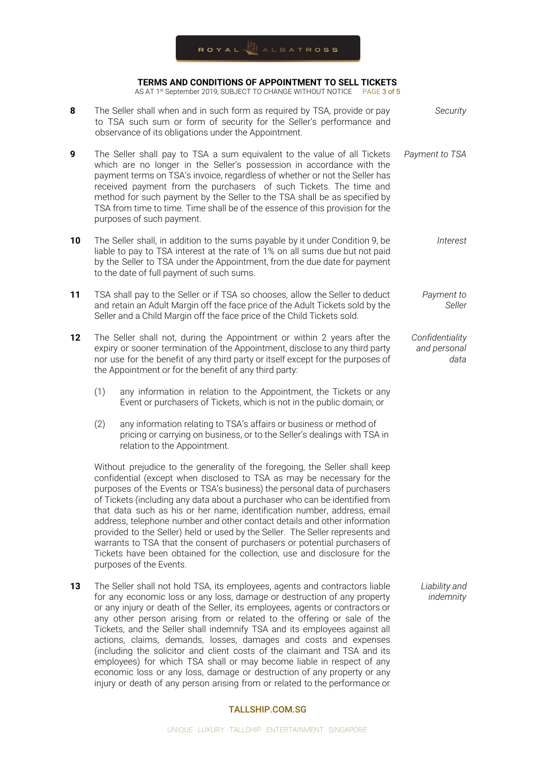**8** The Seller shall when and in such form as required by TSA, provide or pay to TSA such sum or form of security for the Seller's performance and observance of its obligations under the Appointment. *Security*

**9** The Seller shall pay to TSA a sum equivalent to the value of all Tickets which are no longer in the Seller's possession in accordance with the payment terms on TSA's invoice, regardless of whether or not the Seller has received payment from the purchasers of such Tickets. The time and method for such payment by the Seller to the TSA shall be as specified by TSA from time to time. Time shall be of the essence of this provision for the purposes of such payment. *Payment to TSA*

**10** The Seller shall, in addition to the sums payable by it under Condition 9, be liable to pay to TSA interest at the rate of 1% on all sums due but not paid by the Seller to TSA under the Appointment, from the due date for payment to the date of full payment of such sums. *Interest*

**11** TSA shall pay to the Seller or if TSA so chooses, allow the Seller to deduct and retain an Adult Margin off the face price of the Adult Tickets sold by the Seller and a Child Margin off the face price of the Child Tickets sold. *Payment to Seller*

**12** The Seller shall not, during the Appointment or within 2 years after the expiry or sooner termination of the Appointment, disclose to any third party nor use for the benefit of any third party or itself except for the purposes of the Appointment or for the benefit of any third party: *Confidentiality and personal data*

(1) any information in relation to the Appointment, the Tickets or any Event or purchasers of Tickets, which is not in the public domain; or

(2) any information relating to TSA's affairs or business or method of pricing or carrying on business, or to the Seller's dealings with TSA in relation to the Appointment.

Without prejudice to the generality of the foregoing, the Seller shall keep confidential (except when disclosed to TSA as may be necessary for the purposes of the Events or TSA's business) the personal data of purchasers of Tickets (including any data about a purchaser who can be identified from that data such as his or her name, identification number, address, email address, telephone number and other contact details and other information provided to the Seller) held or used by the Seller. The Seller represents and warrants to TSA that the consent of purchasers or potential purchasers of Tickets have been obtained for the collection, use and disclosure for the purposes of the Events.

**13** The Seller shall not hold TSA, its employees, agents and contractors liable for any economic loss or any loss, damage or destruction of any property or any injury or death of the Seller, its employees, agents or contractors or any other person arising from or related to the offering or sale of the Tickets, and the Seller shall indemnify TSA and its employees against all actions, claims, demands, losses, damages and costs and expenses (including the solicitor and client costs of the claimant and TSA and its employees) for which TSA shall or may become liable in respect of any economic loss or any loss, damage or destruction of any property or any injury or death of any person arising from or related to the performance or *Liability and indemnity*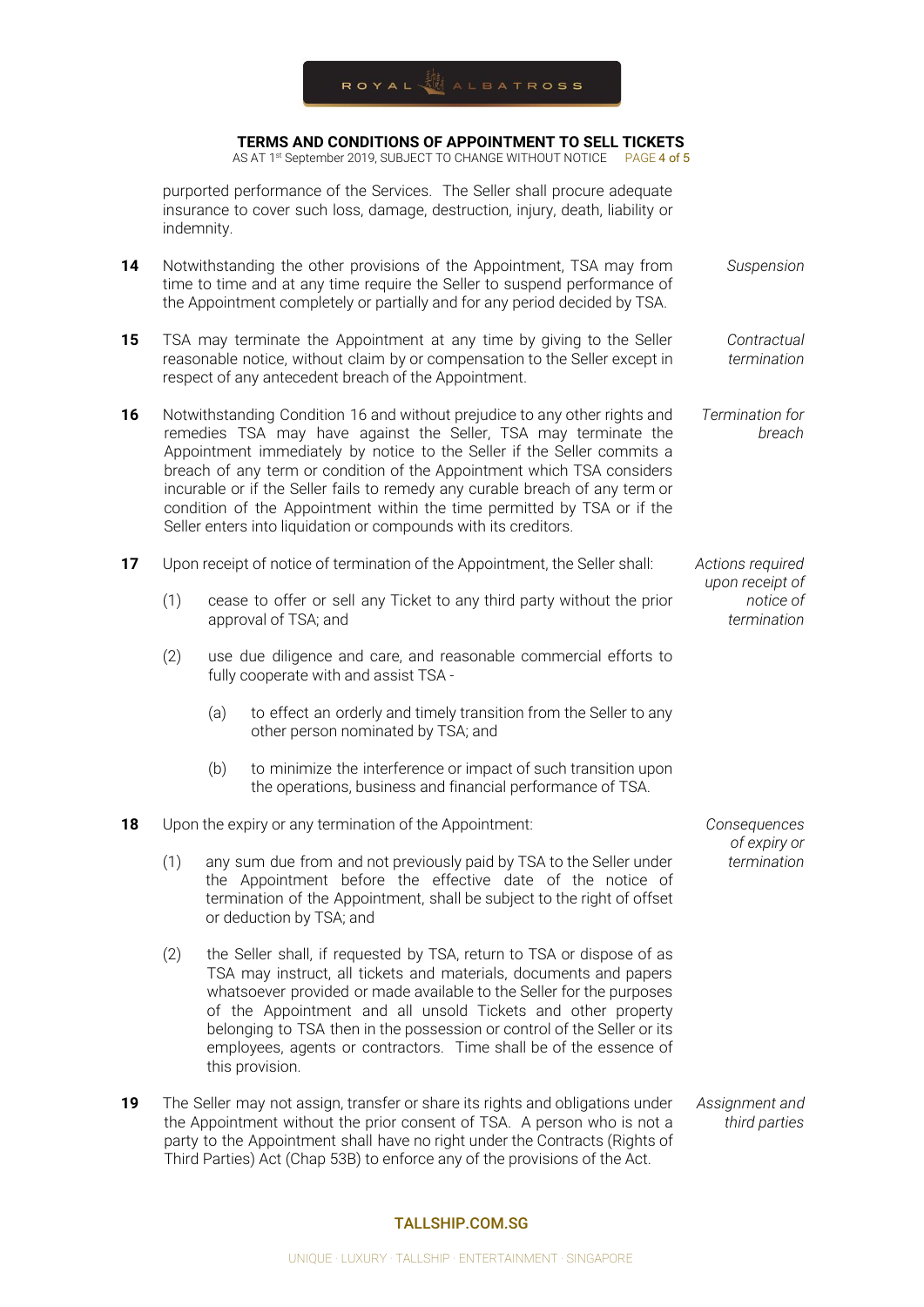purported performance of the Services. The Seller shall procure adequate insurance to cover such loss, damage, destruction, injury, death, liability or indemnity.

**14** *Suspension*

Notwithstanding the other provisions of the Appointment, TSA may from time to time and at any time require the Seller to suspend performance of the Appointment completely or partially and for any period decided by TSA.

**15** *Contractual termination*

TSA may terminate the Appointment at any time by giving to the Seller reasonable notice, without claim by or compensation to the Seller except in respect of any antecedent breach of the Appointment.

**16** *Termination for breach*

Notwithstanding Condition 16 and without prejudice to any other rights and remedies TSA may have against the Seller, TSA may terminate the Appointment immediately by notice to the Seller if the Seller commits a breach of any term or condition of the Appointment which TSA considers incurable or if the Seller fails to remedy any curable breach of any term or condition of the Appointment within the time permitted by TSA or if the Seller enters into liquidation or compounds with its creditors.

**17** *Actions required upon receipt of notice of termination*

Upon receipt of notice of termination of the Appointment, the Seller shall:

(1) cease to offer or sell any Ticket to any third party without the prior approval of TSA; and

(2) use due diligence and care, and reasonable commercial efforts to fully cooperate with and assist TSA -

  (a) to effect an orderly and timely transition from the Seller to any other person nominated by TSA; and

  (b) to minimize the interference or impact of such transition upon the operations, business and financial performance of TSA.

**18** *Consequences of expiry or termination*

Upon the expiry or any termination of the Appointment:

(1) any sum due from and not previously paid by TSA to the Seller under the Appointment before the effective date of the notice of termination of the Appointment, shall be subject to the right of offset or deduction by TSA; and

(2) the Seller shall, if requested by TSA, return to TSA or dispose of as TSA may instruct, all tickets and materials, documents and papers whatsoever provided or made available to the Seller for the purposes of the Appointment and all unsold Tickets and other property belonging to TSA then in the possession or control of the Seller or its employees, agents or contractors. Time shall be of the essence of this provision.

**19** *Assignment and third parties*

The Seller may not assign, transfer or share its rights and obligations under the Appointment without the prior consent of TSA. A person who is not a party to the Appointment shall have no right under the Contracts (Rights of Third Parties) Act (Chap 53B) to enforce any of the provisions of the Act.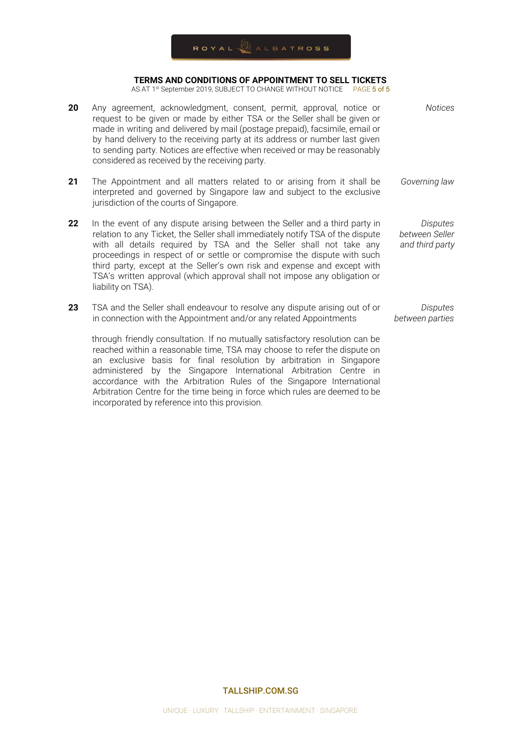**20** Any agreement, acknowledgment, consent, permit, approval, notice or request to be given or made by either TSA or the Seller shall be given or made in writing and delivered by mail (postage prepaid), facsimile, email or by hand delivery to the receiving party at its address or number last given to sending party. Notices are effective when received or may be reasonably considered as received by the receiving party. *Notices*

**21** The Appointment and all matters related to or arising from it shall be interpreted and governed by Singapore law and subject to the exclusive jurisdiction of the courts of Singapore. *Governing law*

**22** In the event of any dispute arising between the Seller and a third party in relation to any Ticket, the Seller shall immediately notify TSA of the dispute with all details required by TSA and the Seller shall not take any proceedings in respect of or settle or compromise the dispute with such third party, except at the Seller's own risk and expense and except with TSA's written approval (which approval shall not impose any obligation or liability on TSA). *Disputes between Seller and third party*

**23** TSA and the Seller shall endeavour to resolve any dispute arising out of or in connection with the Appointment and/or any related Appointments through friendly consultation. If no mutually satisfactory resolution can be reached within a reasonable time, TSA may choose to refer the dispute on an exclusive basis for final resolution by arbitration in Singapore administered by the Singapore International Arbitration Centre in accordance with the Arbitration Rules of the Singapore International Arbitration Centre for the time being in force which rules are deemed to be incorporated by reference into this provision. *Disputes between parties*